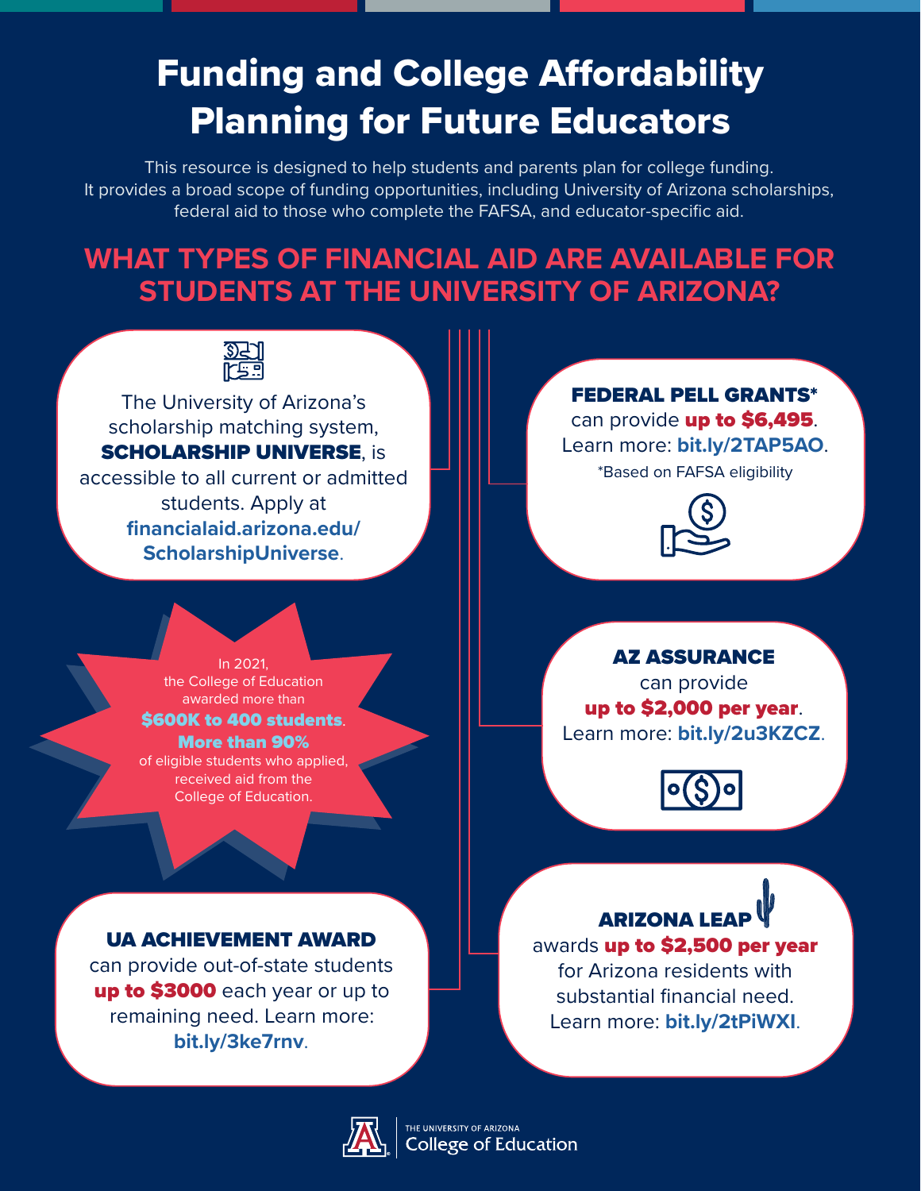# Funding and College Affordability Planning for Future Educators

This resource is designed to help students and parents plan for college funding. It provides a broad scope of funding opportunities, including University of Arizona scholarships, federal aid to those who complete the FAFSA, and educator-specific aid.

## WHAT TYPES OF FINANCIAL AID ARE AVAILABLE FOR STUDENTS AT THE UNIVERSITY OF ARIZONA?

The University of Arizona's scholarship matching system, **SCHOLARSHIP UNIVERSE**, is accessible to all current or admitted students. Apply at **financialaid.arizona.edu/ScholarshipUniverse**.

**FEDERAL PELL GRANTS*** can provide **up to $6,495**. Learn more: **bit.ly/2TAP5AO**.

*Based on FAFSA eligibility

In 2021, the College of Education awarded more than **$600K to 400 students**. **More than 90%** of eligible students who applied, received aid from the College of Education.

**AZ ASSURANCE** can provide **up to $2,000 per year**. Learn more: **bit.ly/2u3KZCZ**.

**UA ACHIEVEMENT AWARD** can provide out-of-state students **up to $3000** each year or up to remaining need. Learn more: **bit.ly/3ke7rnv**.

**ARIZONA LEAP** awards **up to $2,500 per year** for Arizona residents with substantial financial need. Learn more: **bit.ly/2tPiWXI**.

The University of Arizona College of Education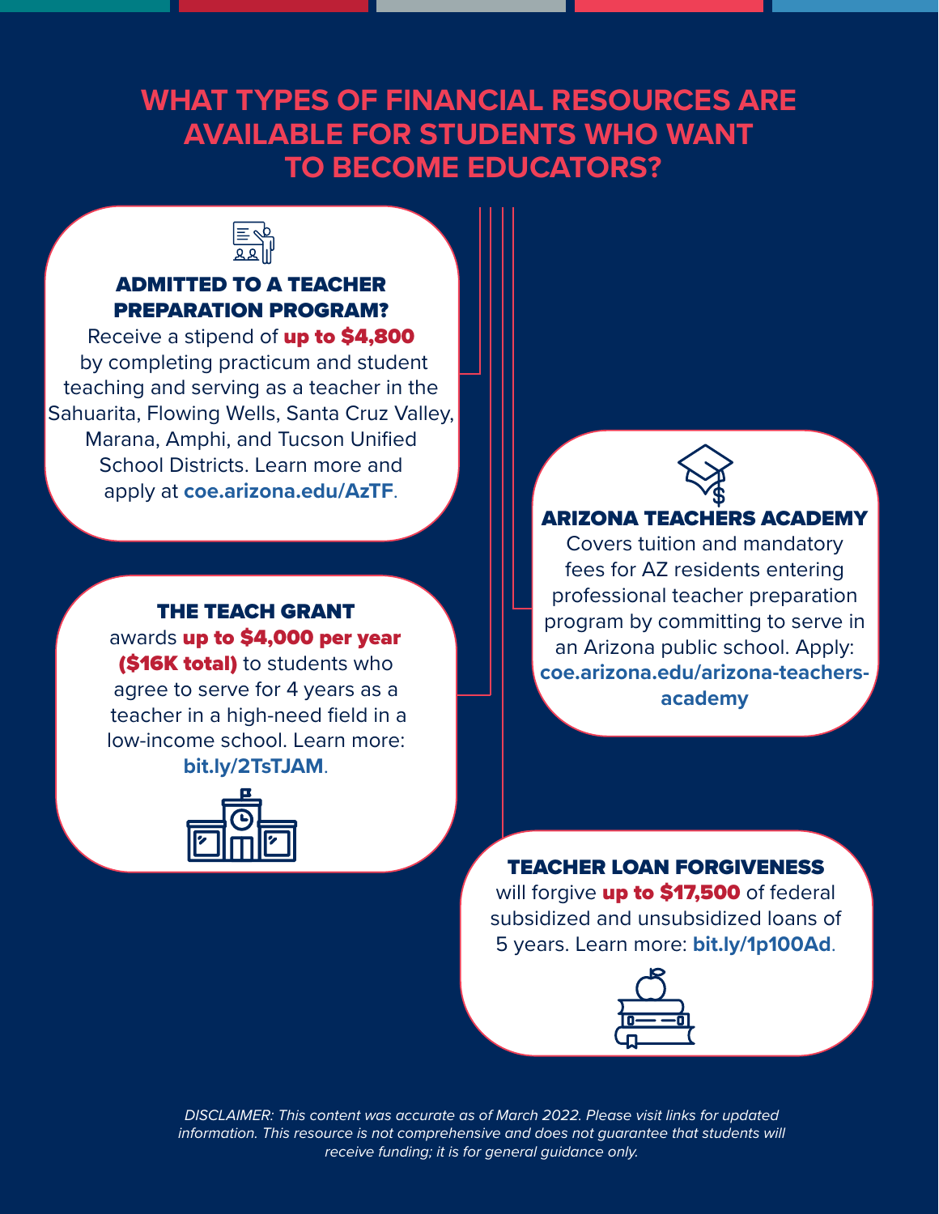# WHAT TYPES OF FINANCIAL RESOURCES ARE AVAILABLE FOR STUDENTS WHO WANT TO BECOME EDUCATORS?

### ADMITTED TO A TEACHER PREPARATION PROGRAM?

Receive a stipend of **up to $4,800** by completing practicum and student teaching and serving as a teacher in the Sahuarita, Flowing Wells, Santa Cruz Valley, Marana, Amphi, and Tucson Unified School Districts. Learn more and apply at **coe.arizona.edu/AzTF**.

### ARIZONA TEACHERS ACADEMY

Covers tuition and mandatory fees for AZ residents entering professional teacher preparation program by committing to serve in an Arizona public school. Apply: **coe.arizona.edu/arizona-teachers-academy**

### THE TEACH GRANT

awards **up to $4,000 per year ($16K total)** to students who agree to serve for 4 years as a teacher in a high-need field in a low-income school. Learn more: **bit.ly/2TsTJAM**.

### TEACHER LOAN FORGIVENESS

will forgive **up to $17,500** of federal subsidized and unsubsidized loans of 5 years. Learn more: **bit.ly/1p100Ad**.

*DISCLAIMER: This content was accurate as of March 2022. Please visit links for updated information. This resource is not comprehensive and does not guarantee that students will receive funding; it is for general guidance only.*